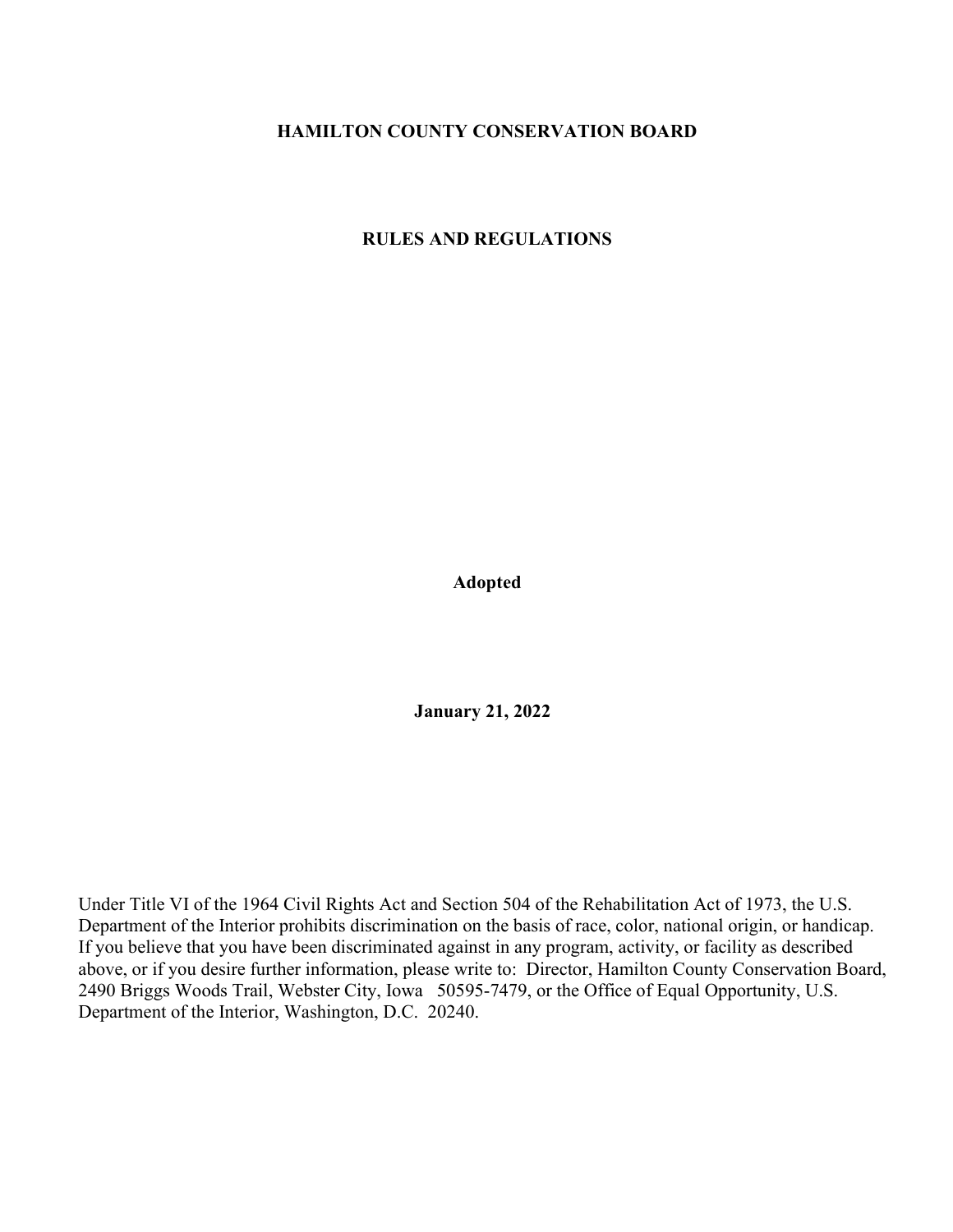# HAMILTON COUNTY CONSERVATION BOARD

## RULES AND REGULATIONS

**Adopted**

**January 21, 2022**

Under Title VI of the 1964 Civil Rights Act and Section 504 of the Rehabilitation Act of 1973, the U.S. Department of the Interior prohibits discrimination on the basis of race, color, national origin, or handicap. If you believe that you have been discriminated against in any program, activity, or facility as described above, or if you desire further information, please write to: Director, Hamilton County Conservation Board, 2490 Briggs Woods Trail, Webster City, Iowa 50595-7479, or the Office of Equal Opportunity, U.S. Department of the Interior, Washington, D.C. 20240.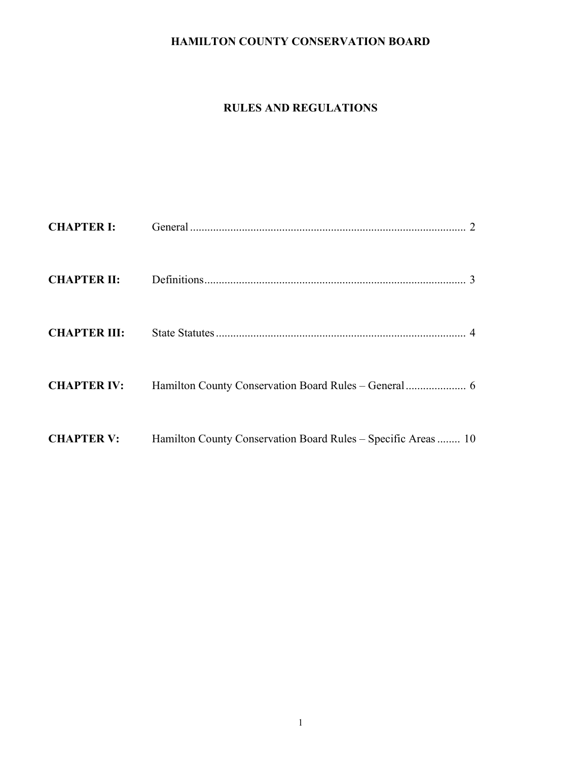# HAMILTON COUNTY CONSERVATION BOARD

## RULES AND REGULATIONS

| | | |
|---|---|---|
| **CHAPTER I:** | General | 2 |
| **CHAPTER II:** | Definitions | 3 |
| **CHAPTER III:** | State Statutes | 4 |
| **CHAPTER IV:** | Hamilton County Conservation Board Rules – General | 6 |
| **CHAPTER V:** | Hamilton County Conservation Board Rules – Specific Areas | 10 |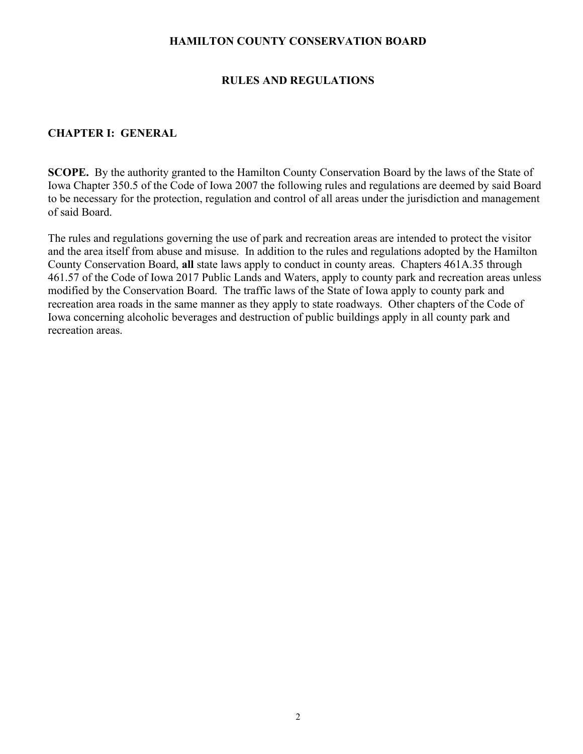# HAMILTON COUNTY CONSERVATION BOARD

## RULES AND REGULATIONS

### CHAPTER I: GENERAL

**SCOPE.** By the authority granted to the Hamilton County Conservation Board by the laws of the State of Iowa Chapter 350.5 of the Code of Iowa 2007 the following rules and regulations are deemed by said Board to be necessary for the protection, regulation and control of all areas under the jurisdiction and management of said Board.

The rules and regulations governing the use of park and recreation areas are intended to protect the visitor and the area itself from abuse and misuse. In addition to the rules and regulations adopted by the Hamilton County Conservation Board, **all** state laws apply to conduct in county areas. Chapters 461A.35 through 461.57 of the Code of Iowa 2017 Public Lands and Waters, apply to county park and recreation areas unless modified by the Conservation Board. The traffic laws of the State of Iowa apply to county park and recreation area roads in the same manner as they apply to state roadways. Other chapters of the Code of Iowa concerning alcoholic beverages and destruction of public buildings apply in all county park and recreation areas.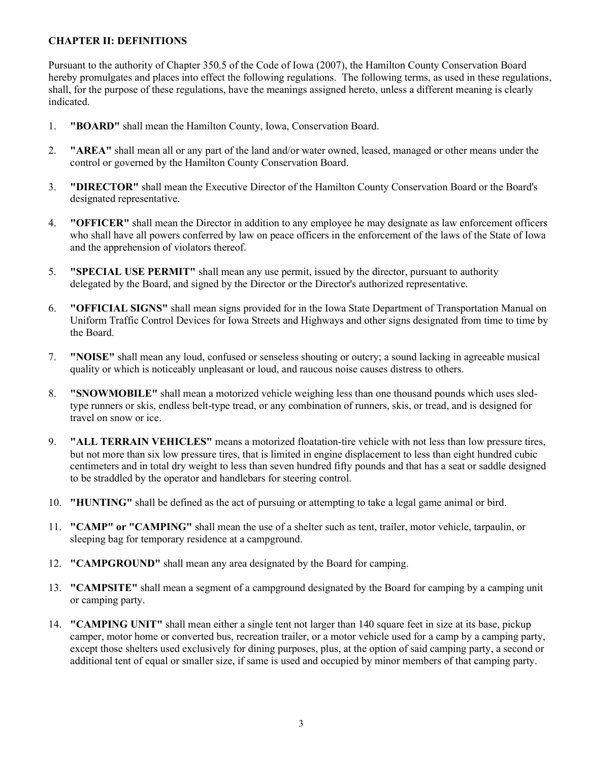## CHAPTER II: DEFINITIONS

Pursuant to the authority of Chapter 350.5 of the Code of Iowa (2007), the Hamilton County Conservation Board hereby promulgates and places into effect the following regulations. The following terms, as used in these regulations, shall, for the purpose of these regulations, have the meanings assigned hereto, unless a different meaning is clearly indicated.

1. **"BOARD"** shall mean the Hamilton County, Iowa, Conservation Board.
2. **"AREA"** shall mean all or any part of the land and/or water owned, leased, managed or other means under the control or governed by the Hamilton County Conservation Board.
3. **"DIRECTOR"** shall mean the Executive Director of the Hamilton County Conservation Board or the Board's designated representative.
4. **"OFFICER"** shall mean the Director in addition to any employee he may designate as law enforcement officers who shall have all powers conferred by law on peace officers in the enforcement of the laws of the State of Iowa and the apprehension of violators thereof.
5. **"SPECIAL USE PERMIT"** shall mean any use permit, issued by the director, pursuant to authority delegated by the Board, and signed by the Director or the Director's authorized representative.
6. **"OFFICIAL SIGNS"** shall mean signs provided for in the Iowa State Department of Transportation Manual on Uniform Traffic Control Devices for Iowa Streets and Highways and other signs designated from time to time by the Board.
7. **"NOISE"** shall mean any loud, confused or senseless shouting or outcry; a sound lacking in agreeable musical quality or which is noticeably unpleasant or loud, and raucous noise causes distress to others.
8. **"SNOWMOBILE"** shall mean a motorized vehicle weighing less than one thousand pounds which uses sled-type runners or skis, endless belt-type tread, or any combination of runners, skis, or tread, and is designed for travel on snow or ice.
9. **"ALL TERRAIN VEHICLES"** means a motorized floatation-tire vehicle with not less than low pressure tires, but not more than six low pressure tires, that is limited in engine displacement to less than eight hundred cubic centimeters and in total dry weight to less than seven hundred fifty pounds and that has a seat or saddle designed to be straddled by the operator and handlebars for steering control.
10. **"HUNTING"** shall be defined as the act of pursuing or attempting to take a legal game animal or bird.
11. **"CAMP" or "CAMPING"** shall mean the use of a shelter such as tent, trailer, motor vehicle, tarpaulin, or sleeping bag for temporary residence at a campground.
12. **"CAMPGROUND"** shall mean any area designated by the Board for camping.
13. **"CAMPSITE"** shall mean a segment of a campground designated by the Board for camping by a camping unit or camping party.
14. **"CAMPING UNIT"** shall mean either a single tent not larger than 140 square feet in size at its base, pickup camper, motor home or converted bus, recreation trailer, or a motor vehicle used for a camp by a camping party, except those shelters used exclusively for dining purposes, plus, at the option of said camping party, a second or additional tent of equal or smaller size, if same is used and occupied by minor members of that camping party.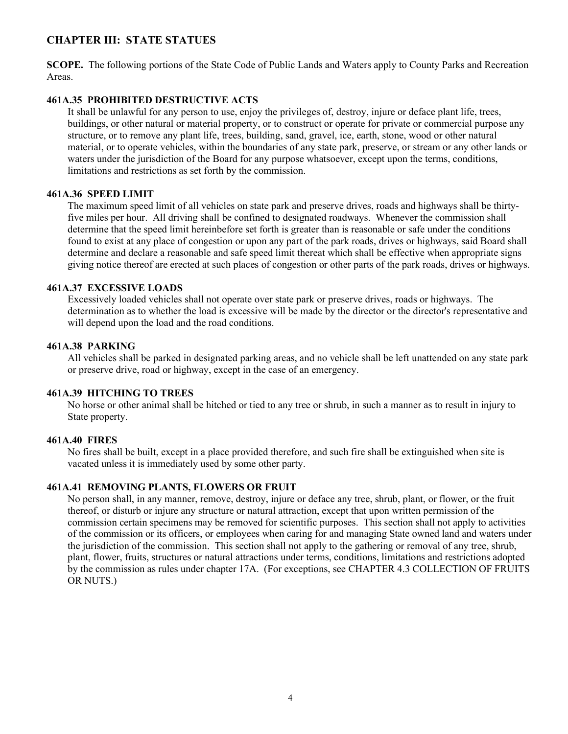## CHAPTER III: STATE STATUES

**SCOPE.** The following portions of the State Code of Public Lands and Waters apply to County Parks and Recreation Areas.

### 461A.35 PROHIBITED DESTRUCTIVE ACTS

It shall be unlawful for any person to use, enjoy the privileges of, destroy, injure or deface plant life, trees, buildings, or other natural or material property, or to construct or operate for private or commercial purpose any structure, or to remove any plant life, trees, building, sand, gravel, ice, earth, stone, wood or other natural material, or to operate vehicles, within the boundaries of any state park, preserve, or stream or any other lands or waters under the jurisdiction of the Board for any purpose whatsoever, except upon the terms, conditions, limitations and restrictions as set forth by the commission.

### 461A.36 SPEED LIMIT

The maximum speed limit of all vehicles on state park and preserve drives, roads and highways shall be thirty-five miles per hour. All driving shall be confined to designated roadways. Whenever the commission shall determine that the speed limit hereinbefore set forth is greater than is reasonable or safe under the conditions found to exist at any place of congestion or upon any part of the park roads, drives or highways, said Board shall determine and declare a reasonable and safe speed limit thereat which shall be effective when appropriate signs giving notice thereof are erected at such places of congestion or other parts of the park roads, drives or highways.

### 461A.37 EXCESSIVE LOADS

Excessively loaded vehicles shall not operate over state park or preserve drives, roads or highways. The determination as to whether the load is excessive will be made by the director or the director's representative and will depend upon the load and the road conditions.

### 461A.38 PARKING

All vehicles shall be parked in designated parking areas, and no vehicle shall be left unattended on any state park or preserve drive, road or highway, except in the case of an emergency.

### 461A.39 HITCHING TO TREES

No horse or other animal shall be hitched or tied to any tree or shrub, in such a manner as to result in injury to State property.

### 461A.40 FIRES

No fires shall be built, except in a place provided therefore, and such fire shall be extinguished when site is vacated unless it is immediately used by some other party.

### 461A.41 REMOVING PLANTS, FLOWERS OR FRUIT

No person shall, in any manner, remove, destroy, injure or deface any tree, shrub, plant, or flower, or the fruit thereof, or disturb or injure any structure or natural attraction, except that upon written permission of the commission certain specimens may be removed for scientific purposes. This section shall not apply to activities of the commission or its officers, or employees when caring for and managing State owned land and waters under the jurisdiction of the commission. This section shall not apply to the gathering or removal of any tree, shrub, plant, flower, fruits, structures or natural attractions under terms, conditions, limitations and restrictions adopted by the commission as rules under chapter 17A. (For exceptions, see CHAPTER 4.3 COLLECTION OF FRUITS OR NUTS.)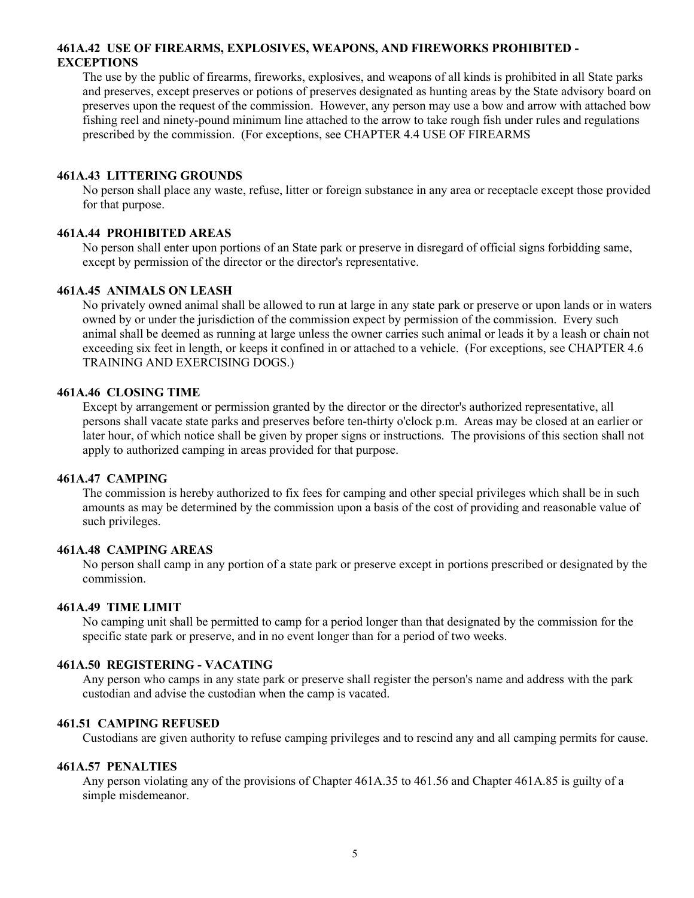### 461A.42 USE OF FIREARMS, EXPLOSIVES, WEAPONS, AND FIREWORKS PROHIBITED - EXCEPTIONS

The use by the public of firearms, fireworks, explosives, and weapons of all kinds is prohibited in all State parks and preserves, except preserves or potions of preserves designated as hunting areas by the State advisory board on preserves upon the request of the commission. However, any person may use a bow and arrow with attached bow fishing reel and ninety-pound minimum line attached to the arrow to take rough fish under rules and regulations prescribed by the commission. (For exceptions, see CHAPTER 4.4 USE OF FIREARMS

### 461A.43 LITTERING GROUNDS

No person shall place any waste, refuse, litter or foreign substance in any area or receptacle except those provided for that purpose.

### 461A.44 PROHIBITED AREAS

No person shall enter upon portions of an State park or preserve in disregard of official signs forbidding same, except by permission of the director or the director's representative.

### 461A.45 ANIMALS ON LEASH

No privately owned animal shall be allowed to run at large in any state park or preserve or upon lands or in waters owned by or under the jurisdiction of the commission expect by permission of the commission. Every such animal shall be deemed as running at large unless the owner carries such animal or leads it by a leash or chain not exceeding six feet in length, or keeps it confined in or attached to a vehicle. (For exceptions, see CHAPTER 4.6 TRAINING AND EXERCISING DOGS.)

### 461A.46 CLOSING TIME

Except by arrangement or permission granted by the director or the director's authorized representative, all persons shall vacate state parks and preserves before ten-thirty o'clock p.m. Areas may be closed at an earlier or later hour, of which notice shall be given by proper signs or instructions. The provisions of this section shall not apply to authorized camping in areas provided for that purpose.

### 461A.47 CAMPING

The commission is hereby authorized to fix fees for camping and other special privileges which shall be in such amounts as may be determined by the commission upon a basis of the cost of providing and reasonable value of such privileges.

### 461A.48 CAMPING AREAS

No person shall camp in any portion of a state park or preserve except in portions prescribed or designated by the commission.

### 461A.49 TIME LIMIT

No camping unit shall be permitted to camp for a period longer than that designated by the commission for the specific state park or preserve, and in no event longer than for a period of two weeks.

### 461A.50 REGISTERING - VACATING

Any person who camps in any state park or preserve shall register the person's name and address with the park custodian and advise the custodian when the camp is vacated.

### 461.51 CAMPING REFUSED

Custodians are given authority to refuse camping privileges and to rescind any and all camping permits for cause.

### 461A.57 PENALTIES

Any person violating any of the provisions of Chapter 461A.35 to 461.56 and Chapter 461A.85 is guilty of a simple misdemeanor.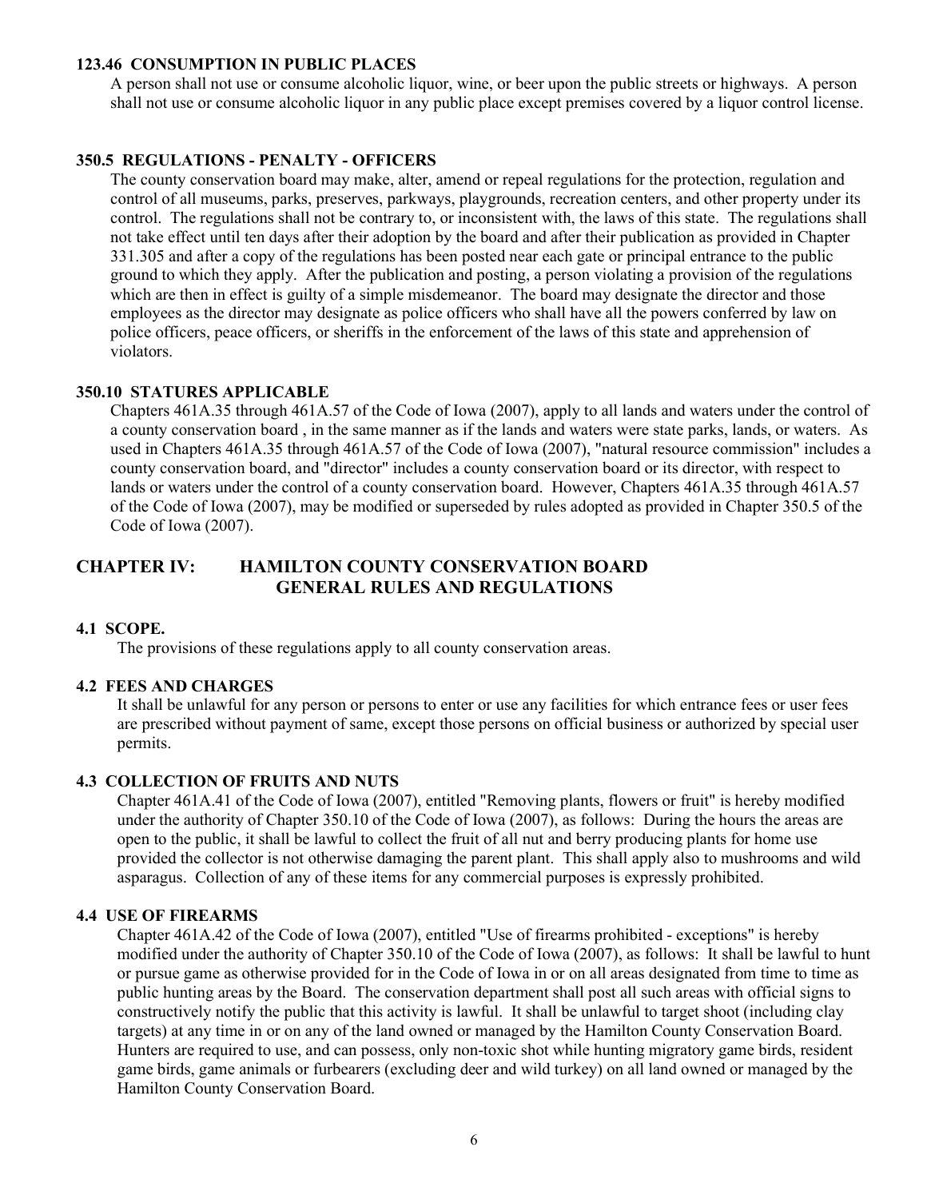### 123.46 CONSUMPTION IN PUBLIC PLACES

A person shall not use or consume alcoholic liquor, wine, or beer upon the public streets or highways. A person shall not use or consume alcoholic liquor in any public place except premises covered by a liquor control license.

### 350.5 REGULATIONS - PENALTY - OFFICERS

The county conservation board may make, alter, amend or repeal regulations for the protection, regulation and control of all museums, parks, preserves, parkways, playgrounds, recreation centers, and other property under its control. The regulations shall not be contrary to, or inconsistent with, the laws of this state. The regulations shall not take effect until ten days after their adoption by the board and after their publication as provided in Chapter 331.305 and after a copy of the regulations has been posted near each gate or principal entrance to the public ground to which they apply. After the publication and posting, a person violating a provision of the regulations which are then in effect is guilty of a simple misdemeanor. The board may designate the director and those employees as the director may designate as police officers who shall have all the powers conferred by law on police officers, peace officers, or sheriffs in the enforcement of the laws of this state and apprehension of violators.

### 350.10 STATURES APPLICABLE

Chapters 461A.35 through 461A.57 of the Code of Iowa (2007), apply to all lands and waters under the control of a county conservation board , in the same manner as if the lands and waters were state parks, lands, or waters. As used in Chapters 461A.35 through 461A.57 of the Code of Iowa (2007), "natural resource commission" includes a county conservation board, and "director" includes a county conservation board or its director, with respect to lands or waters under the control of a county conservation board. However, Chapters 461A.35 through 461A.57 of the Code of Iowa (2007), may be modified or superseded by rules adopted as provided in Chapter 350.5 of the Code of Iowa (2007).

## CHAPTER IV: HAMILTON COUNTY CONSERVATION BOARD GENERAL RULES AND REGULATIONS

### 4.1 SCOPE.

The provisions of these regulations apply to all county conservation areas.

### 4.2 FEES AND CHARGES

It shall be unlawful for any person or persons to enter or use any facilities for which entrance fees or user fees are prescribed without payment of same, except those persons on official business or authorized by special user permits.

### 4.3 COLLECTION OF FRUITS AND NUTS

Chapter 461A.41 of the Code of Iowa (2007), entitled "Removing plants, flowers or fruit" is hereby modified under the authority of Chapter 350.10 of the Code of Iowa (2007), as follows: During the hours the areas are open to the public, it shall be lawful to collect the fruit of all nut and berry producing plants for home use provided the collector is not otherwise damaging the parent plant. This shall apply also to mushrooms and wild asparagus. Collection of any of these items for any commercial purposes is expressly prohibited.

### 4.4 USE OF FIREARMS

Chapter 461A.42 of the Code of Iowa (2007), entitled "Use of firearms prohibited - exceptions" is hereby modified under the authority of Chapter 350.10 of the Code of Iowa (2007), as follows: It shall be lawful to hunt or pursue game as otherwise provided for in the Code of Iowa in or on all areas designated from time to time as public hunting areas by the Board. The conservation department shall post all such areas with official signs to constructively notify the public that this activity is lawful. It shall be unlawful to target shoot (including clay targets) at any time in or on any of the land owned or managed by the Hamilton County Conservation Board. Hunters are required to use, and can possess, only non-toxic shot while hunting migratory game birds, resident game birds, game animals or furbearers (excluding deer and wild turkey) on all land owned or managed by the Hamilton County Conservation Board.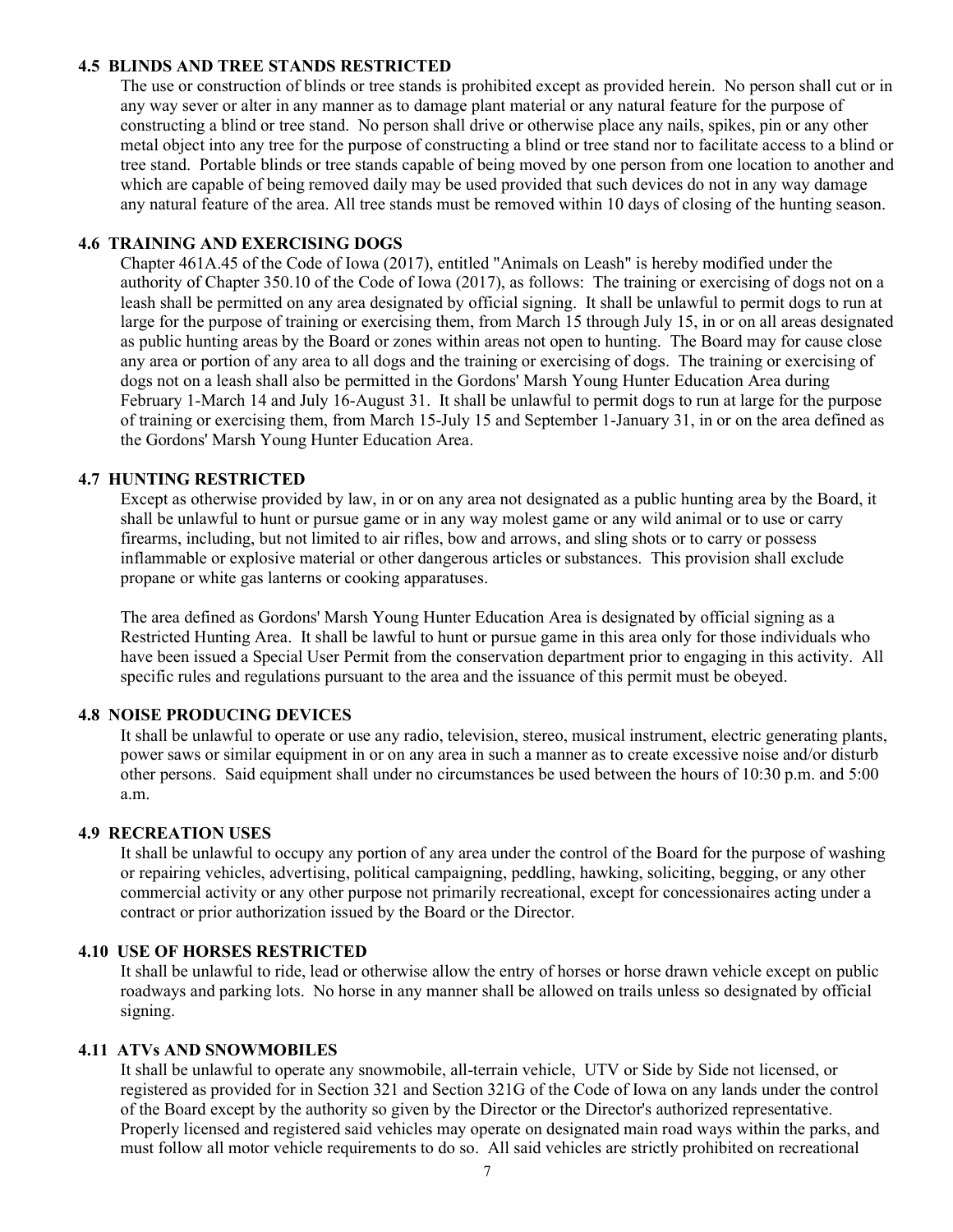### 4.5 BLINDS AND TREE STANDS RESTRICTED

The use or construction of blinds or tree stands is prohibited except as provided herein. No person shall cut or in any way sever or alter in any manner as to damage plant material or any natural feature for the purpose of constructing a blind or tree stand. No person shall drive or otherwise place any nails, spikes, pin or any other metal object into any tree for the purpose of constructing a blind or tree stand nor to facilitate access to a blind or tree stand. Portable blinds or tree stands capable of being moved by one person from one location to another and which are capable of being removed daily may be used provided that such devices do not in any way damage any natural feature of the area. All tree stands must be removed within 10 days of closing of the hunting season.

### 4.6 TRAINING AND EXERCISING DOGS

Chapter 461A.45 of the Code of Iowa (2017), entitled "Animals on Leash" is hereby modified under the authority of Chapter 350.10 of the Code of Iowa (2017), as follows: The training or exercising of dogs not on a leash shall be permitted on any area designated by official signing. It shall be unlawful to permit dogs to run at large for the purpose of training or exercising them, from March 15 through July 15, in or on all areas designated as public hunting areas by the Board or zones within areas not open to hunting. The Board may for cause close any area or portion of any area to all dogs and the training or exercising of dogs. The training or exercising of dogs not on a leash shall also be permitted in the Gordons' Marsh Young Hunter Education Area during February 1-March 14 and July 16-August 31. It shall be unlawful to permit dogs to run at large for the purpose of training or exercising them, from March 15-July 15 and September 1-January 31, in or on the area defined as the Gordons' Marsh Young Hunter Education Area.

### 4.7 HUNTING RESTRICTED

Except as otherwise provided by law, in or on any area not designated as a public hunting area by the Board, it shall be unlawful to hunt or pursue game or in any way molest game or any wild animal or to use or carry firearms, including, but not limited to air rifles, bow and arrows, and sling shots or to carry or possess inflammable or explosive material or other dangerous articles or substances. This provision shall exclude propane or white gas lanterns or cooking apparatuses.

The area defined as Gordons' Marsh Young Hunter Education Area is designated by official signing as a Restricted Hunting Area. It shall be lawful to hunt or pursue game in this area only for those individuals who have been issued a Special User Permit from the conservation department prior to engaging in this activity. All specific rules and regulations pursuant to the area and the issuance of this permit must be obeyed.

### 4.8 NOISE PRODUCING DEVICES

It shall be unlawful to operate or use any radio, television, stereo, musical instrument, electric generating plants, power saws or similar equipment in or on any area in such a manner as to create excessive noise and/or disturb other persons. Said equipment shall under no circumstances be used between the hours of 10:30 p.m. and 5:00 a.m.

### 4.9 RECREATION USES

It shall be unlawful to occupy any portion of any area under the control of the Board for the purpose of washing or repairing vehicles, advertising, political campaigning, peddling, hawking, soliciting, begging, or any other commercial activity or any other purpose not primarily recreational, except for concessionaires acting under a contract or prior authorization issued by the Board or the Director.

### 4.10 USE OF HORSES RESTRICTED

It shall be unlawful to ride, lead or otherwise allow the entry of horses or horse drawn vehicle except on public roadways and parking lots. No horse in any manner shall be allowed on trails unless so designated by official signing.

### 4.11 ATVs AND SNOWMOBILES

It shall be unlawful to operate any snowmobile, all-terrain vehicle, UTV or Side by Side not licensed, or registered as provided for in Section 321 and Section 321G of the Code of Iowa on any lands under the control of the Board except by the authority so given by the Director or the Director's authorized representative. Properly licensed and registered said vehicles may operate on designated main road ways within the parks, and must follow all motor vehicle requirements to do so. All said vehicles are strictly prohibited on recreational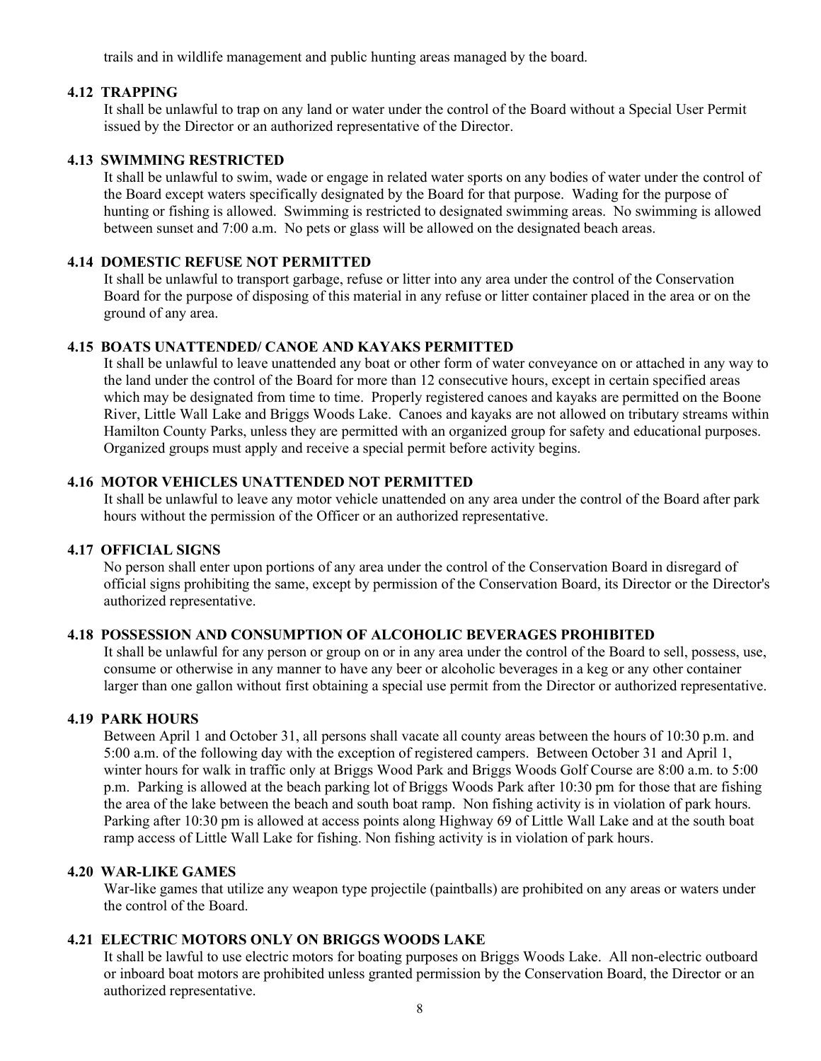trails and in wildlife management and public hunting areas managed by the board.

### 4.12 TRAPPING

It shall be unlawful to trap on any land or water under the control of the Board without a Special User Permit issued by the Director or an authorized representative of the Director.

### 4.13 SWIMMING RESTRICTED

It shall be unlawful to swim, wade or engage in related water sports on any bodies of water under the control of the Board except waters specifically designated by the Board for that purpose. Wading for the purpose of hunting or fishing is allowed. Swimming is restricted to designated swimming areas. No swimming is allowed between sunset and 7:00 a.m. No pets or glass will be allowed on the designated beach areas.

### 4.14 DOMESTIC REFUSE NOT PERMITTED

It shall be unlawful to transport garbage, refuse or litter into any area under the control of the Conservation Board for the purpose of disposing of this material in any refuse or litter container placed in the area or on the ground of any area.

### 4.15 BOATS UNATTENDED/ CANOE AND KAYAKS PERMITTED

It shall be unlawful to leave unattended any boat or other form of water conveyance on or attached in any way to the land under the control of the Board for more than 12 consecutive hours, except in certain specified areas which may be designated from time to time. Properly registered canoes and kayaks are permitted on the Boone River, Little Wall Lake and Briggs Woods Lake. Canoes and kayaks are not allowed on tributary streams within Hamilton County Parks, unless they are permitted with an organized group for safety and educational purposes. Organized groups must apply and receive a special permit before activity begins.

### 4.16 MOTOR VEHICLES UNATTENDED NOT PERMITTED

It shall be unlawful to leave any motor vehicle unattended on any area under the control of the Board after park hours without the permission of the Officer or an authorized representative.

### 4.17 OFFICIAL SIGNS

No person shall enter upon portions of any area under the control of the Conservation Board in disregard of official signs prohibiting the same, except by permission of the Conservation Board, its Director or the Director's authorized representative.

### 4.18 POSSESSION AND CONSUMPTION OF ALCOHOLIC BEVERAGES PROHIBITED

It shall be unlawful for any person or group on or in any area under the control of the Board to sell, possess, use, consume or otherwise in any manner to have any beer or alcoholic beverages in a keg or any other container larger than one gallon without first obtaining a special use permit from the Director or authorized representative.

### 4.19 PARK HOURS

Between April 1 and October 31, all persons shall vacate all county areas between the hours of 10:30 p.m. and 5:00 a.m. of the following day with the exception of registered campers. Between October 31 and April 1, winter hours for walk in traffic only at Briggs Wood Park and Briggs Woods Golf Course are 8:00 a.m. to 5:00 p.m. Parking is allowed at the beach parking lot of Briggs Woods Park after 10:30 pm for those that are fishing the area of the lake between the beach and south boat ramp. Non fishing activity is in violation of park hours. Parking after 10:30 pm is allowed at access points along Highway 69 of Little Wall Lake and at the south boat ramp access of Little Wall Lake for fishing. Non fishing activity is in violation of park hours.

### 4.20 WAR-LIKE GAMES

War-like games that utilize any weapon type projectile (paintballs) are prohibited on any areas or waters under the control of the Board.

### 4.21 ELECTRIC MOTORS ONLY ON BRIGGS WOODS LAKE

It shall be lawful to use electric motors for boating purposes on Briggs Woods Lake. All non-electric outboard or inboard boat motors are prohibited unless granted permission by the Conservation Board, the Director or an authorized representative.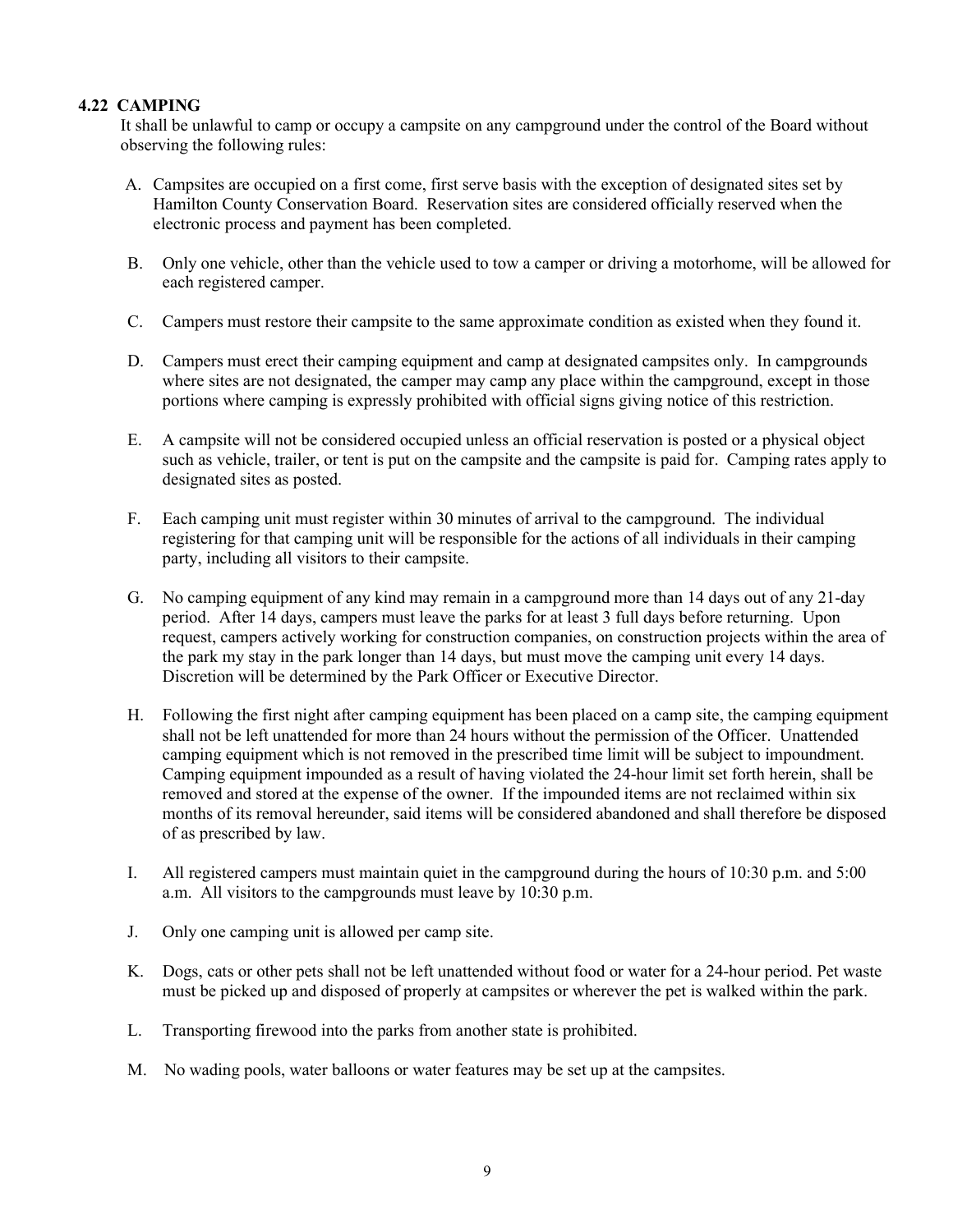### 4.22 CAMPING

It shall be unlawful to camp or occupy a campsite on any campground under the control of the Board without observing the following rules:

A. Campsites are occupied on a first come, first serve basis with the exception of designated sites set by Hamilton County Conservation Board. Reservation sites are considered officially reserved when the electronic process and payment has been completed.

B. Only one vehicle, other than the vehicle used to tow a camper or driving a motorhome, will be allowed for each registered camper.

C. Campers must restore their campsite to the same approximate condition as existed when they found it.

D. Campers must erect their camping equipment and camp at designated campsites only. In campgrounds where sites are not designated, the camper may camp any place within the campground, except in those portions where camping is expressly prohibited with official signs giving notice of this restriction.

E. A campsite will not be considered occupied unless an official reservation is posted or a physical object such as vehicle, trailer, or tent is put on the campsite and the campsite is paid for. Camping rates apply to designated sites as posted.

F. Each camping unit must register within 30 minutes of arrival to the campground. The individual registering for that camping unit will be responsible for the actions of all individuals in their camping party, including all visitors to their campsite.

G. No camping equipment of any kind may remain in a campground more than 14 days out of any 21-day period. After 14 days, campers must leave the parks for at least 3 full days before returning. Upon request, campers actively working for construction companies, on construction projects within the area of the park my stay in the park longer than 14 days, but must move the camping unit every 14 days. Discretion will be determined by the Park Officer or Executive Director.

H. Following the first night after camping equipment has been placed on a camp site, the camping equipment shall not be left unattended for more than 24 hours without the permission of the Officer. Unattended camping equipment which is not removed in the prescribed time limit will be subject to impoundment. Camping equipment impounded as a result of having violated the 24-hour limit set forth herein, shall be removed and stored at the expense of the owner. If the impounded items are not reclaimed within six months of its removal hereunder, said items will be considered abandoned and shall therefore be disposed of as prescribed by law.

I. All registered campers must maintain quiet in the campground during the hours of 10:30 p.m. and 5:00 a.m. All visitors to the campgrounds must leave by 10:30 p.m.

J. Only one camping unit is allowed per camp site.

K. Dogs, cats or other pets shall not be left unattended without food or water for a 24-hour period. Pet waste must be picked up and disposed of properly at campsites or wherever the pet is walked within the park.

L. Transporting firewood into the parks from another state is prohibited.

M. No wading pools, water balloons or water features may be set up at the campsites.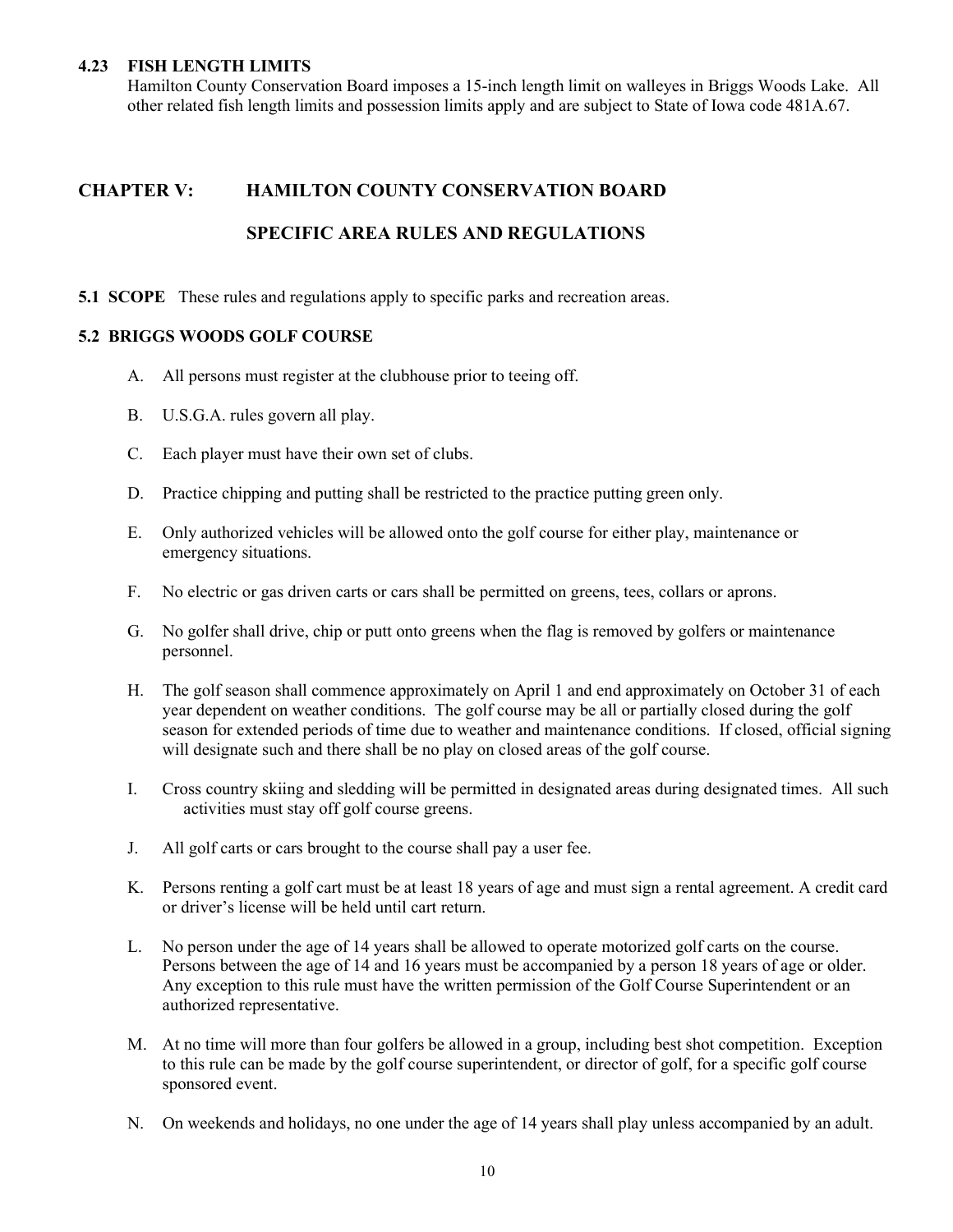### 4.23 FISH LENGTH LIMITS

Hamilton County Conservation Board imposes a 15-inch length limit on walleyes in Briggs Woods Lake. All other related fish length limits and possession limits apply and are subject to State of Iowa code 481A.67.

## CHAPTER V: HAMILTON COUNTY CONSERVATION BOARD SPECIFIC AREA RULES AND REGULATIONS

**5.1 SCOPE** These rules and regulations apply to specific parks and recreation areas.

### 5.2 BRIGGS WOODS GOLF COURSE

A. All persons must register at the clubhouse prior to teeing off.

B. U.S.G.A. rules govern all play.

C. Each player must have their own set of clubs.

D. Practice chipping and putting shall be restricted to the practice putting green only.

E. Only authorized vehicles will be allowed onto the golf course for either play, maintenance or emergency situations.

F. No electric or gas driven carts or cars shall be permitted on greens, tees, collars or aprons.

G. No golfer shall drive, chip or putt onto greens when the flag is removed by golfers or maintenance personnel.

H. The golf season shall commence approximately on April 1 and end approximately on October 31 of each year dependent on weather conditions. The golf course may be all or partially closed during the golf season for extended periods of time due to weather and maintenance conditions. If closed, official signing will designate such and there shall be no play on closed areas of the golf course.

I. Cross country skiing and sledding will be permitted in designated areas during designated times. All such activities must stay off golf course greens.

J. All golf carts or cars brought to the course shall pay a user fee.

K. Persons renting a golf cart must be at least 18 years of age and must sign a rental agreement. A credit card or driver's license will be held until cart return.

L. No person under the age of 14 years shall be allowed to operate motorized golf carts on the course. Persons between the age of 14 and 16 years must be accompanied by a person 18 years of age or older. Any exception to this rule must have the written permission of the Golf Course Superintendent or an authorized representative.

M. At no time will more than four golfers be allowed in a group, including best shot competition. Exception to this rule can be made by the golf course superintendent, or director of golf, for a specific golf course sponsored event.

N. On weekends and holidays, no one under the age of 14 years shall play unless accompanied by an adult.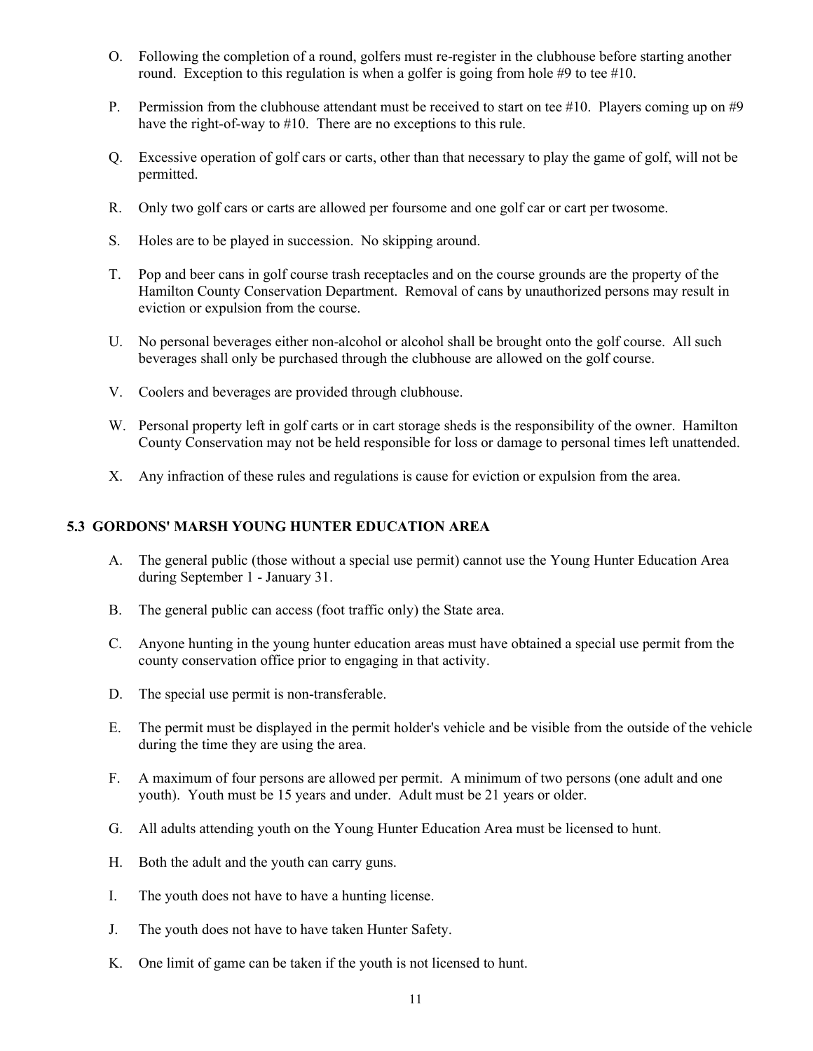O. Following the completion of a round, golfers must re-register in the clubhouse before starting another round. Exception to this regulation is when a golfer is going from hole #9 to tee #10.

P. Permission from the clubhouse attendant must be received to start on tee #10. Players coming up on #9 have the right-of-way to #10. There are no exceptions to this rule.

Q. Excessive operation of golf cars or carts, other than that necessary to play the game of golf, will not be permitted.

R. Only two golf cars or carts are allowed per foursome and one golf car or cart per twosome.

S. Holes are to be played in succession. No skipping around.

T. Pop and beer cans in golf course trash receptacles and on the course grounds are the property of the Hamilton County Conservation Department. Removal of cans by unauthorized persons may result in eviction or expulsion from the course.

U. No personal beverages either non-alcohol or alcohol shall be brought onto the golf course. All such beverages shall only be purchased through the clubhouse are allowed on the golf course.

V. Coolers and beverages are provided through clubhouse.

W. Personal property left in golf carts or in cart storage sheds is the responsibility of the owner. Hamilton County Conservation may not be held responsible for loss or damage to personal times left unattended.

X. Any infraction of these rules and regulations is cause for eviction or expulsion from the area.

## 5.3 GORDONS' MARSH YOUNG HUNTER EDUCATION AREA

A. The general public (those without a special use permit) cannot use the Young Hunter Education Area during September 1 - January 31.

B. The general public can access (foot traffic only) the State area.

C. Anyone hunting in the young hunter education areas must have obtained a special use permit from the county conservation office prior to engaging in that activity.

D. The special use permit is non-transferable.

E. The permit must be displayed in the permit holder's vehicle and be visible from the outside of the vehicle during the time they are using the area.

F. A maximum of four persons are allowed per permit. A minimum of two persons (one adult and one youth). Youth must be 15 years and under. Adult must be 21 years or older.

G. All adults attending youth on the Young Hunter Education Area must be licensed to hunt.

H. Both the adult and the youth can carry guns.

I. The youth does not have to have a hunting license.

J. The youth does not have to have taken Hunter Safety.

K. One limit of game can be taken if the youth is not licensed to hunt.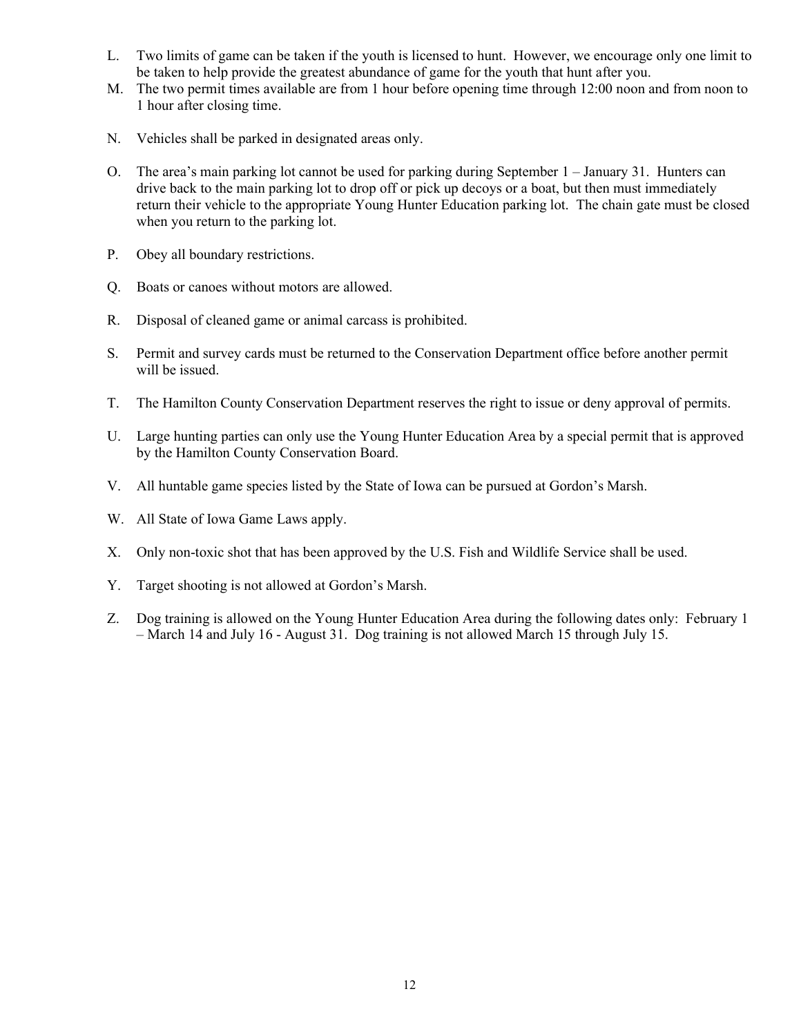L. Two limits of game can be taken if the youth is licensed to hunt. However, we encourage only one limit to be taken to help provide the greatest abundance of game for the youth that hunt after you.

M. The two permit times available are from 1 hour before opening time through 12:00 noon and from noon to 1 hour after closing time.

N. Vehicles shall be parked in designated areas only.

O. The area's main parking lot cannot be used for parking during September 1 – January 31. Hunters can drive back to the main parking lot to drop off or pick up decoys or a boat, but then must immediately return their vehicle to the appropriate Young Hunter Education parking lot. The chain gate must be closed when you return to the parking lot.

P. Obey all boundary restrictions.

Q. Boats or canoes without motors are allowed.

R. Disposal of cleaned game or animal carcass is prohibited.

S. Permit and survey cards must be returned to the Conservation Department office before another permit will be issued.

T. The Hamilton County Conservation Department reserves the right to issue or deny approval of permits.

U. Large hunting parties can only use the Young Hunter Education Area by a special permit that is approved by the Hamilton County Conservation Board.

V. All huntable game species listed by the State of Iowa can be pursued at Gordon's Marsh.

W. All State of Iowa Game Laws apply.

X. Only non-toxic shot that has been approved by the U.S. Fish and Wildlife Service shall be used.

Y. Target shooting is not allowed at Gordon's Marsh.

Z. Dog training is allowed on the Young Hunter Education Area during the following dates only: February 1 – March 14 and July 16 - August 31. Dog training is not allowed March 15 through July 15.